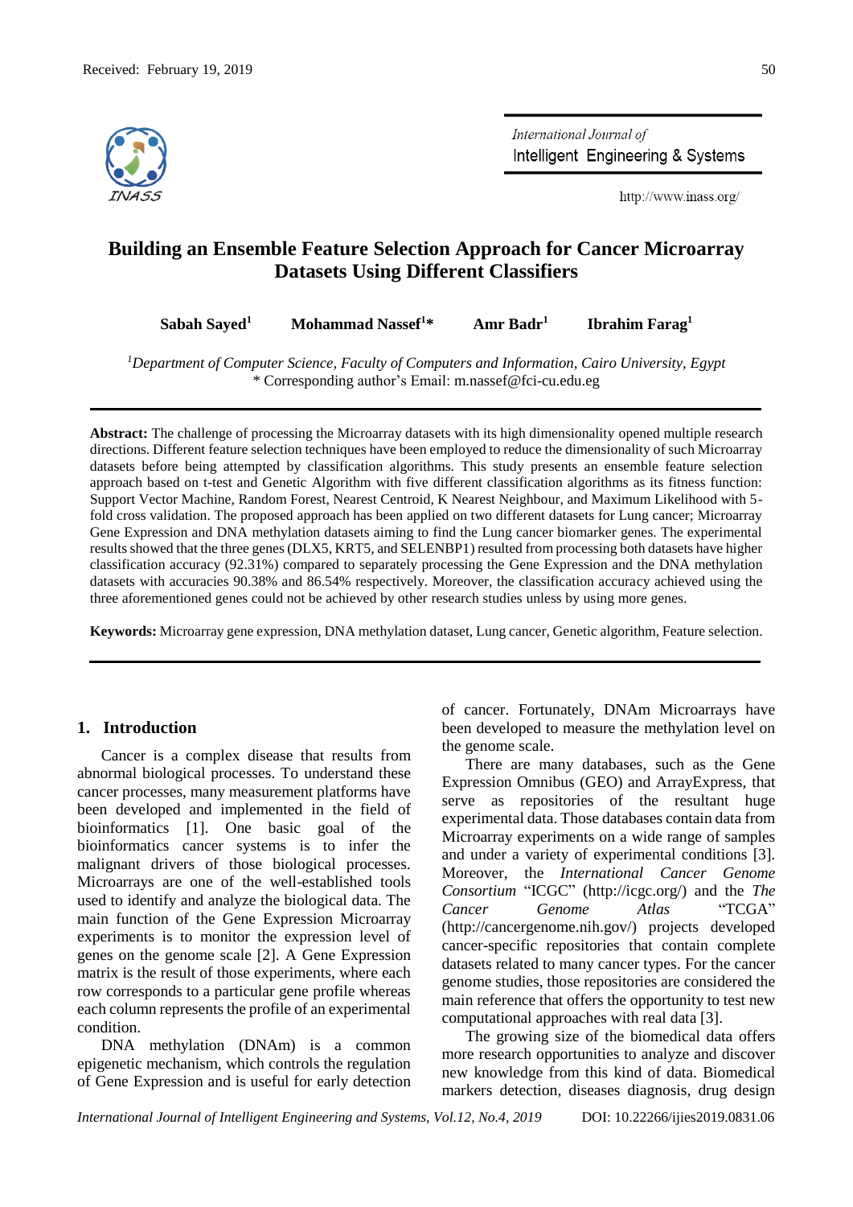Received: February 19, 2019

# Building an Ensemble Feature Selection Approach for Cancer Microarray Datasets Using Different Classifiers

**Sabah Sayed[1]** **Mohammad Nassef[1]\*** **Amr Badr[1]** **Ibrahim Farag[1]**

[1]*Department of Computer Science, Faculty of Computers and Information, Cairo University, Egypt*
\* Corresponding author's Email: m.nassef@fci-cu.edu.eg

**Abstract:** The challenge of processing the Microarray datasets with its high dimensionality opened multiple research directions. Different feature selection techniques have been employed to reduce the dimensionality of such Microarray datasets before being attempted by classification algorithms. This study presents an ensemble feature selection approach based on t-test and Genetic Algorithm with five different classification algorithms as its fitness function: Support Vector Machine, Random Forest, Nearest Centroid, K Nearest Neighbour, and Maximum Likelihood with 5-fold cross validation. The proposed approach has been applied on two different datasets for Lung cancer; Microarray Gene Expression and DNA methylation datasets aiming to find the Lung cancer biomarker genes. The experimental results showed that the three genes (DLX5, KRT5, and SELENBP1) resulted from processing both datasets have higher classification accuracy (92.31%) compared to separately processing the Gene Expression and the DNA methylation datasets with accuracies 90.38% and 86.54% respectively. Moreover, the classification accuracy achieved using the three aforementioned genes could not be achieved by other research studies unless by using more genes.

**Keywords:** Microarray gene expression, DNA methylation dataset, Lung cancer, Genetic algorithm, Feature selection.

## 1. Introduction

Cancer is a complex disease that results from abnormal biological processes. To understand these cancer processes, many measurement platforms have been developed and implemented in the field of bioinformatics [1]. One basic goal of the bioinformatics cancer systems is to infer the malignant drivers of those biological processes. Microarrays are one of the well-established tools used to identify and analyze the biological data. The main function of the Gene Expression Microarray experiments is to monitor the expression level of genes on the genome scale [2]. A Gene Expression matrix is the result of those experiments, where each row corresponds to a particular gene profile whereas each column represents the profile of an experimental condition.

DNA methylation (DNAm) is a common epigenetic mechanism, which controls the regulation of Gene Expression and is useful for early detection of cancer. Fortunately, DNAm Microarrays have been developed to measure the methylation level on the genome scale.

There are many databases, such as the Gene Expression Omnibus (GEO) and ArrayExpress, that serve as repositories of the resultant huge experimental data. Those databases contain data from Microarray experiments on a wide range of samples and under a variety of experimental conditions [3]. Moreover, the *International Cancer Genome Consortium* "ICGC" (http://icgc.org/) and the *The Cancer Genome Atlas* "TCGA" (http://cancergenome.nih.gov/) projects developed cancer-specific repositories that contain complete datasets related to many cancer types. For the cancer genome studies, those repositories are considered the main reference that offers the opportunity to test new computational approaches with real data [3].

The growing size of the biomedical data offers more research opportunities to analyze and discover new knowledge from this kind of data. Biomedical markers detection, diseases diagnosis, drug design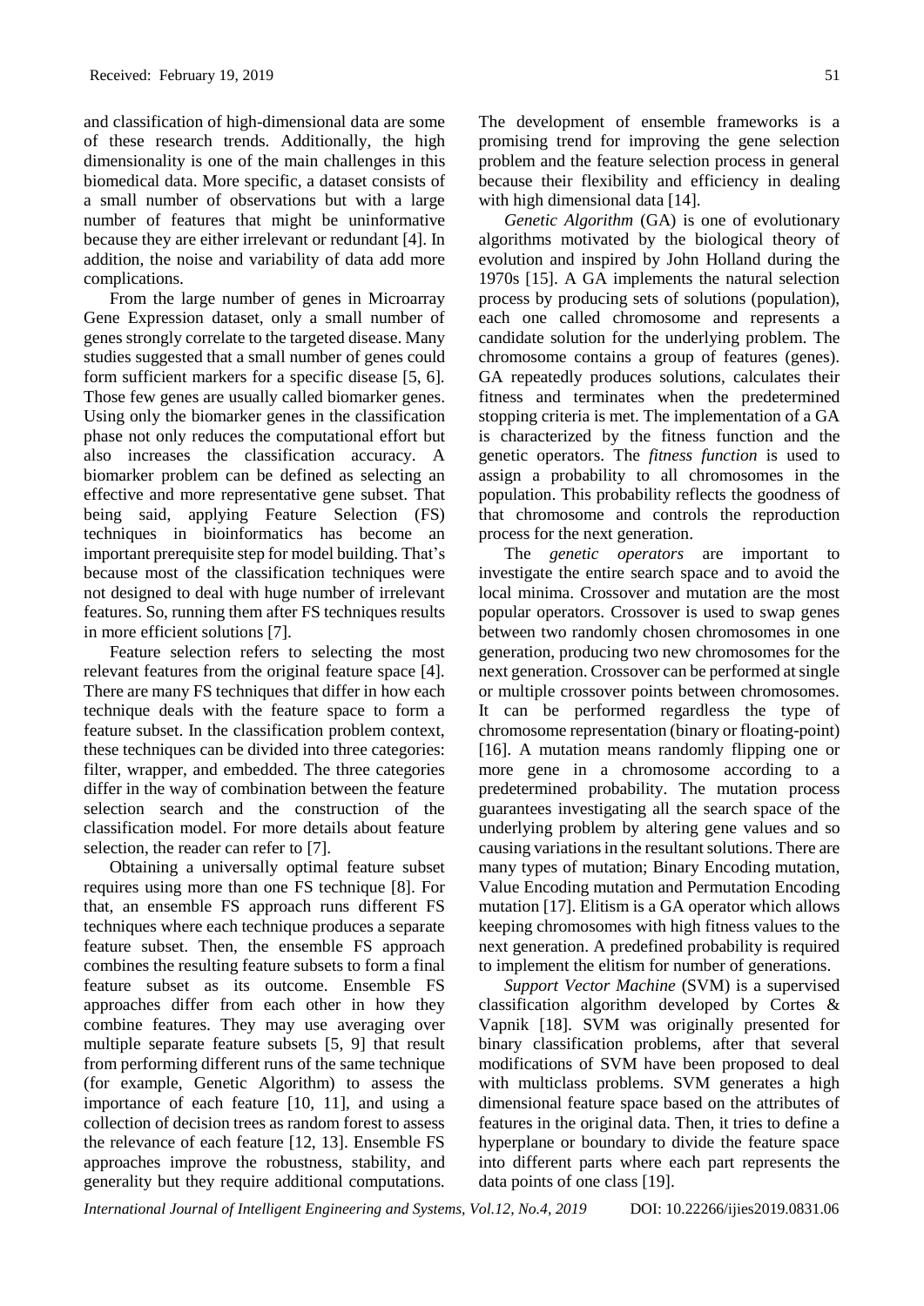and classification of high-dimensional data are some of these research trends. Additionally, the high dimensionality is one of the main challenges in this biomedical data. More specific, a dataset consists of a small number of observations but with a large number of features that might be uninformative because they are either irrelevant or redundant [4]. In addition, the noise and variability of data add more complications.

From the large number of genes in Microarray Gene Expression dataset, only a small number of genes strongly correlate to the targeted disease. Many studies suggested that a small number of genes could form sufficient markers for a specific disease [5, 6]. Those few genes are usually called biomarker genes. Using only the biomarker genes in the classification phase not only reduces the computational effort but also increases the classification accuracy. A biomarker problem can be defined as selecting an effective and more representative gene subset. That being said, applying Feature Selection (FS) techniques in bioinformatics has become an important prerequisite step for model building. That's because most of the classification techniques were not designed to deal with huge number of irrelevant features. So, running them after FS techniques results in more efficient solutions [7].

Feature selection refers to selecting the most relevant features from the original feature space [4]. There are many FS techniques that differ in how each technique deals with the feature space to form a feature subset. In the classification problem context, these techniques can be divided into three categories: filter, wrapper, and embedded. The three categories differ in the way of combination between the feature selection search and the construction of the classification model. For more details about feature selection, the reader can refer to [7].

Obtaining a universally optimal feature subset requires using more than one FS technique [8]. For that, an ensemble FS approach runs different FS techniques where each technique produces a separate feature subset. Then, the ensemble FS approach combines the resulting feature subsets to form a final feature subset as its outcome. Ensemble FS approaches differ from each other in how they combine features. They may use averaging over multiple separate feature subsets [5, 9] that result from performing different runs of the same technique (for example, Genetic Algorithm) to assess the importance of each feature [10, 11], and using a collection of decision trees as random forest to assess the relevance of each feature [12, 13]. Ensemble FS approaches improve the robustness, stability, and generality but they require additional computations. The development of ensemble frameworks is a promising trend for improving the gene selection problem and the feature selection process in general because their flexibility and efficiency in dealing with high dimensional data [14].

*Genetic Algorithm* (GA) is one of evolutionary algorithms motivated by the biological theory of evolution and inspired by John Holland during the 1970s [15]. A GA implements the natural selection process by producing sets of solutions (population), each one called chromosome and represents a candidate solution for the underlying problem. The chromosome contains a group of features (genes). GA repeatedly produces solutions, calculates their fitness and terminates when the predetermined stopping criteria is met. The implementation of a GA is characterized by the fitness function and the genetic operators. The *fitness function* is used to assign a probability to all chromosomes in the population. This probability reflects the goodness of that chromosome and controls the reproduction process for the next generation.

The *genetic operators* are important to investigate the entire search space and to avoid the local minima. Crossover and mutation are the most popular operators. Crossover is used to swap genes between two randomly chosen chromosomes in one generation, producing two new chromosomes for the next generation. Crossover can be performed at single or multiple crossover points between chromosomes. It can be performed regardless the type of chromosome representation (binary or floating-point) [16]. A mutation means randomly flipping one or more gene in a chromosome according to a predetermined probability. The mutation process guarantees investigating all the search space of the underlying problem by altering gene values and so causing variations in the resultant solutions. There are many types of mutation; Binary Encoding mutation, Value Encoding mutation and Permutation Encoding mutation [17]. Elitism is a GA operator which allows keeping chromosomes with high fitness values to the next generation. A predefined probability is required to implement the elitism for number of generations.

*Support Vector Machine* (SVM) is a supervised classification algorithm developed by Cortes & Vapnik [18]. SVM was originally presented for binary classification problems, after that several modifications of SVM have been proposed to deal with multiclass problems. SVM generates a high dimensional feature space based on the attributes of features in the original data. Then, it tries to define a hyperplane or boundary to divide the feature space into different parts where each part represents the data points of one class [19].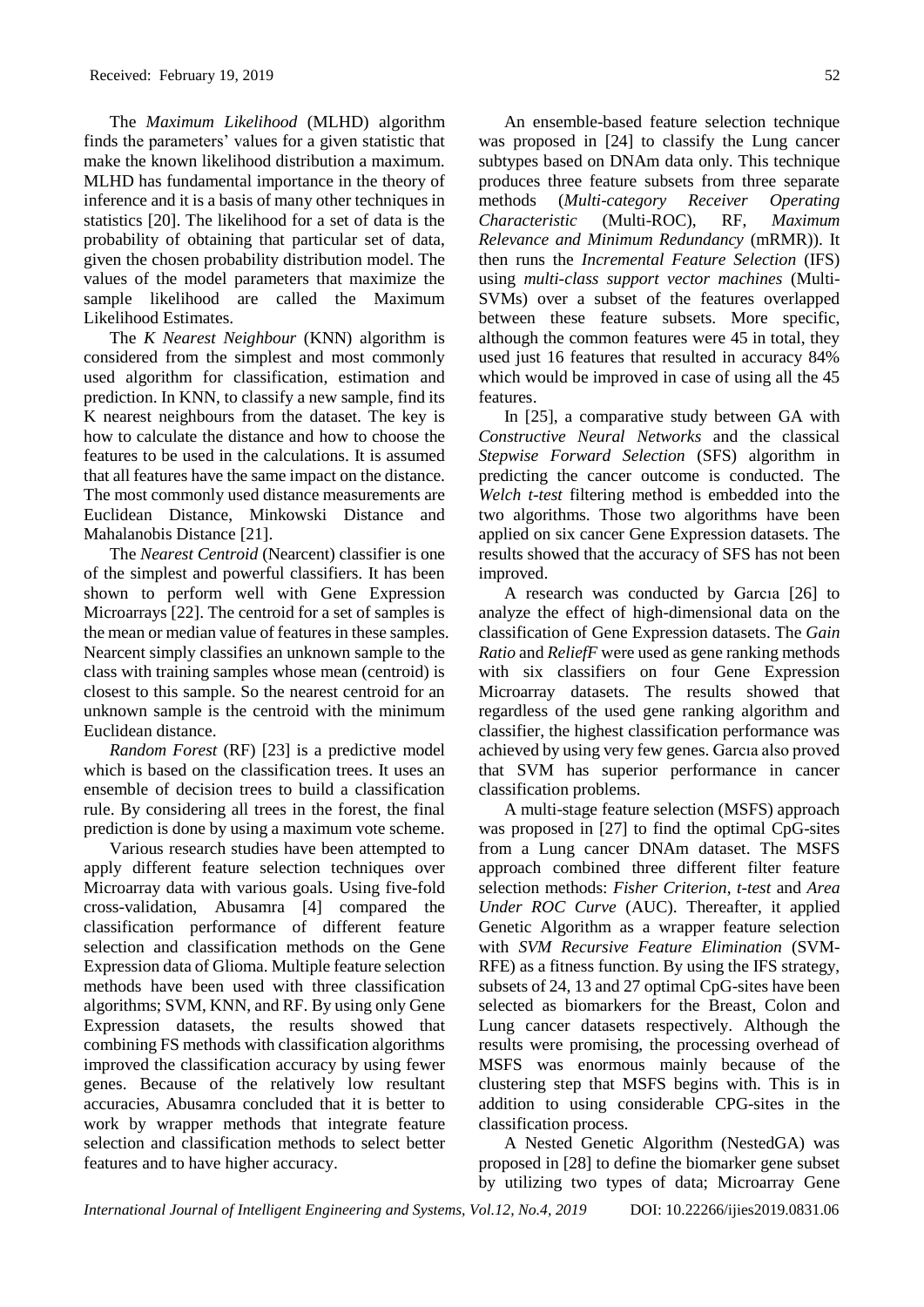The *Maximum Likelihood* (MLHD) algorithm finds the parameters' values for a given statistic that make the known likelihood distribution a maximum. MLHD has fundamental importance in the theory of inference and it is a basis of many other techniques in statistics [20]. The likelihood for a set of data is the probability of obtaining that particular set of data, given the chosen probability distribution model. The values of the model parameters that maximize the sample likelihood are called the Maximum Likelihood Estimates.

The *K Nearest Neighbour* (KNN) algorithm is considered from the simplest and most commonly used algorithm for classification, estimation and prediction. In KNN, to classify a new sample, find its K nearest neighbours from the dataset. The key is how to calculate the distance and how to choose the features to be used in the calculations. It is assumed that all features have the same impact on the distance. The most commonly used distance measurements are Euclidean Distance, Minkowski Distance and Mahalanobis Distance [21].

The *Nearest Centroid* (Nearcent) classifier is one of the simplest and powerful classifiers. It has been shown to perform well with Gene Expression Microarrays [22]. The centroid for a set of samples is the mean or median value of features in these samples. Nearcent simply classifies an unknown sample to the class with training samples whose mean (centroid) is closest to this sample. So the nearest centroid for an unknown sample is the centroid with the minimum Euclidean distance.

*Random Forest* (RF) [23] is a predictive model which is based on the classification trees. It uses an ensemble of decision trees to build a classification rule. By considering all trees in the forest, the final prediction is done by using a maximum vote scheme.

Various research studies have been attempted to apply different feature selection techniques over Microarray data with various goals. Using five-fold cross-validation, Abusamra [4] compared the classification performance of different feature selection and classification methods on the Gene Expression data of Glioma. Multiple feature selection methods have been used with three classification algorithms; SVM, KNN, and RF. By using only Gene Expression datasets, the results showed that combining FS methods with classification algorithms improved the classification accuracy by using fewer genes. Because of the relatively low resultant accuracies, Abusamra concluded that it is better to work by wrapper methods that integrate feature selection and classification methods to select better features and to have higher accuracy.

An ensemble-based feature selection technique was proposed in [24] to classify the Lung cancer subtypes based on DNAm data only. This technique produces three feature subsets from three separate methods (*Multi-category Receiver Operating Characteristic* (Multi-ROC), RF, *Maximum Relevance and Minimum Redundancy* (mRMR)). It then runs the *Incremental Feature Selection* (IFS) using *multi-class support vector machines* (Multi-SVMs) over a subset of the features overlapped between these feature subsets. More specific, although the common features were 45 in total, they used just 16 features that resulted in accuracy 84% which would be improved in case of using all the 45 features.

In [25], a comparative study between GA with *Constructive Neural Networks* and the classical *Stepwise Forward Selection* (SFS) algorithm in predicting the cancer outcome is conducted. The *Welch t-test* filtering method is embedded into the two algorithms. Those two algorithms have been applied on six cancer Gene Expression datasets. The results showed that the accuracy of SFS has not been improved.

A research was conducted by Garcıa [26] to analyze the effect of high-dimensional data on the classification of Gene Expression datasets. The *Gain Ratio* and *ReliefF* were used as gene ranking methods with six classifiers on four Gene Expression Microarray datasets. The results showed that regardless of the used gene ranking algorithm and classifier, the highest classification performance was achieved by using very few genes. Garcıa also proved that SVM has superior performance in cancer classification problems.

A multi-stage feature selection (MSFS) approach was proposed in [27] to find the optimal CpG-sites from a Lung cancer DNAm dataset. The MSFS approach combined three different filter feature selection methods: *Fisher Criterion*, *t-test* and *Area Under ROC Curve* (AUC). Thereafter, it applied Genetic Algorithm as a wrapper feature selection with *SVM Recursive Feature Elimination* (SVM-RFE) as a fitness function. By using the IFS strategy, subsets of 24, 13 and 27 optimal CpG-sites have been selected as biomarkers for the Breast, Colon and Lung cancer datasets respectively. Although the results were promising, the processing overhead of MSFS was enormous mainly because of the clustering step that MSFS begins with. This is in addition to using considerable CPG-sites in the classification process.

A Nested Genetic Algorithm (NestedGA) was proposed in [28] to define the biomarker gene subset by utilizing two types of data; Microarray Gene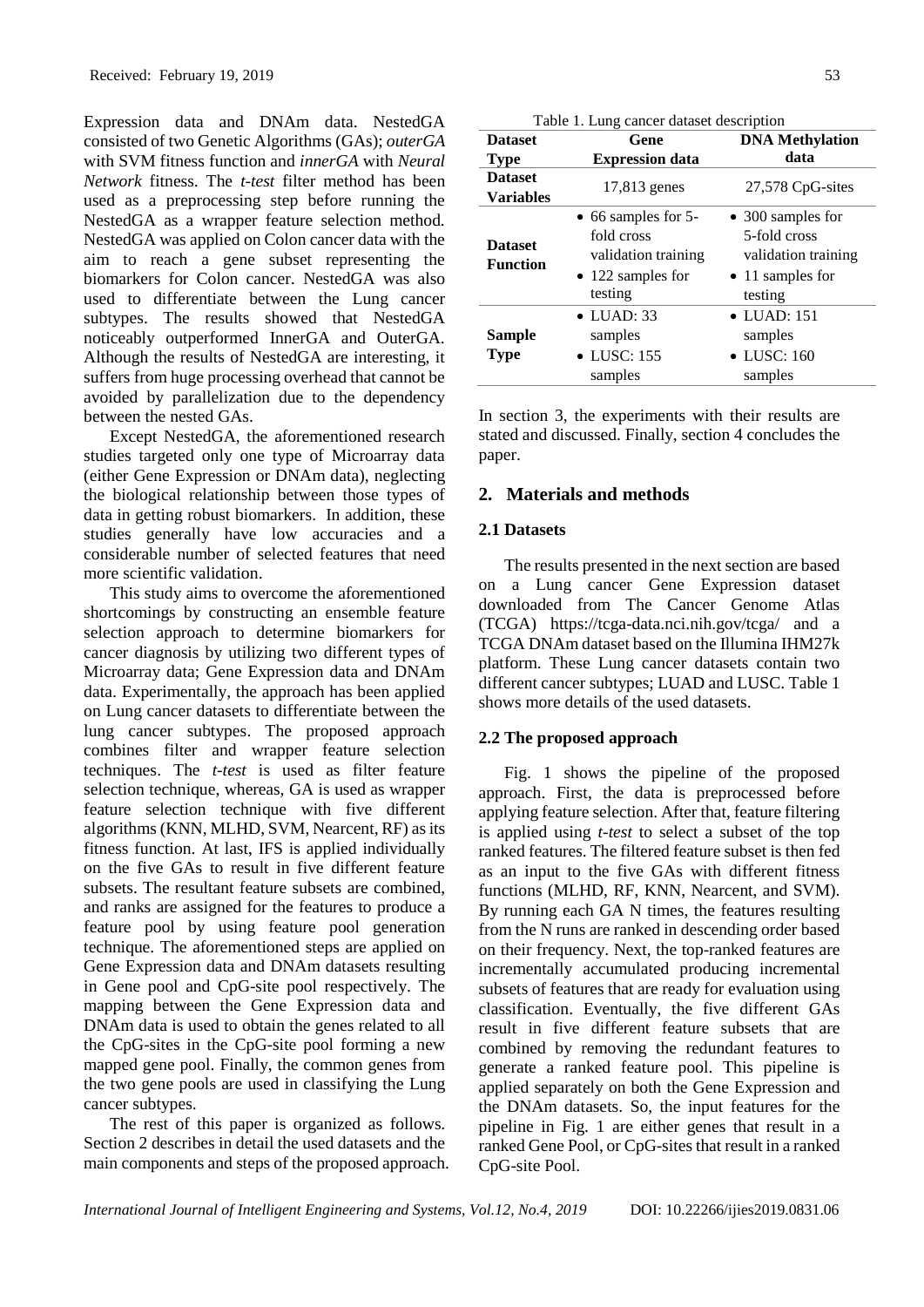Expression data and DNAm data. NestedGA consisted of two Genetic Algorithms (GAs); *outerGA* with SVM fitness function and *innerGA* with *Neural Network* fitness. The *t-test* filter method has been used as a preprocessing step before running the NestedGA as a wrapper feature selection method. NestedGA was applied on Colon cancer data with the aim to reach a gene subset representing the biomarkers for Colon cancer. NestedGA was also used to differentiate between the Lung cancer subtypes. The results showed that NestedGA noticeably outperformed InnerGA and OuterGA. Although the results of NestedGA are interesting, it suffers from huge processing overhead that cannot be avoided by parallelization due to the dependency between the nested GAs.

Except NestedGA, the aforementioned research studies targeted only one type of Microarray data (either Gene Expression or DNAm data), neglecting the biological relationship between those types of data in getting robust biomarkers. In addition, these studies generally have low accuracies and a considerable number of selected features that need more scientific validation.

This study aims to overcome the aforementioned shortcomings by constructing an ensemble feature selection approach to determine biomarkers for cancer diagnosis by utilizing two different types of Microarray data; Gene Expression data and DNAm data. Experimentally, the approach has been applied on Lung cancer datasets to differentiate between the lung cancer subtypes. The proposed approach combines filter and wrapper feature selection techniques. The *t-test* is used as filter feature selection technique, whereas, GA is used as wrapper feature selection technique with five different algorithms (KNN, MLHD, SVM, Nearcent, RF) as its fitness function. At last, IFS is applied individually on the five GAs to result in five different feature subsets. The resultant feature subsets are combined, and ranks are assigned for the features to produce a feature pool by using feature pool generation technique. The aforementioned steps are applied on Gene Expression data and DNAm datasets resulting in Gene pool and CpG-site pool respectively. The mapping between the Gene Expression data and DNAm data is used to obtain the genes related to all the CpG-sites in the CpG-site pool forming a new mapped gene pool. Finally, the common genes from the two gene pools are used in classifying the Lung cancer subtypes.

The rest of this paper is organized as follows. Section 2 describes in detail the used datasets and the main components and steps of the proposed approach. In section 3, the experiments with their results are stated and discussed. Finally, section 4 concludes the paper.

Table 1. Lung cancer dataset description

| Dataset Type | Gene Expression data | DNA Methylation data |
|---|---|---|
| **Dataset Variables** | 17,813 genes | 27,578 CpG-sites |
| **Dataset Function** | • 66 samples for 5-fold cross validation training<br>• 122 samples for testing | • 300 samples for 5-fold cross validation training<br>• 11 samples for testing |
| **Sample Type** | • LUAD: 33 samples<br>• LUSC: 155 samples | • LUAD: 151 samples<br>• LUSC: 160 samples |

## 2. Materials and methods

### 2.1 Datasets

The results presented in the next section are based on a Lung cancer Gene Expression dataset downloaded from The Cancer Genome Atlas (TCGA) https://tcga-data.nci.nih.gov/tcga/ and a TCGA DNAm dataset based on the Illumina IHM27k platform. These Lung cancer datasets contain two different cancer subtypes; LUAD and LUSC. Table 1 shows more details of the used datasets.

### 2.2 The proposed approach

Fig. 1 shows the pipeline of the proposed approach. First, the data is preprocessed before applying feature selection. After that, feature filtering is applied using *t-test* to select a subset of the top ranked features. The filtered feature subset is then fed as an input to the five GAs with different fitness functions (MLHD, RF, KNN, Nearcent, and SVM). By running each GA N times, the features resulting from the N runs are ranked in descending order based on their frequency. Next, the top-ranked features are incrementally accumulated producing incremental subsets of features that are ready for evaluation using classification. Eventually, the five different GAs result in five different feature subsets that are combined by removing the redundant features to generate a ranked feature pool. This pipeline is applied separately on both the Gene Expression and the DNAm datasets. So, the input features for the pipeline in Fig. 1 are either genes that result in a ranked Gene Pool, or CpG-sites that result in a ranked CpG-site Pool.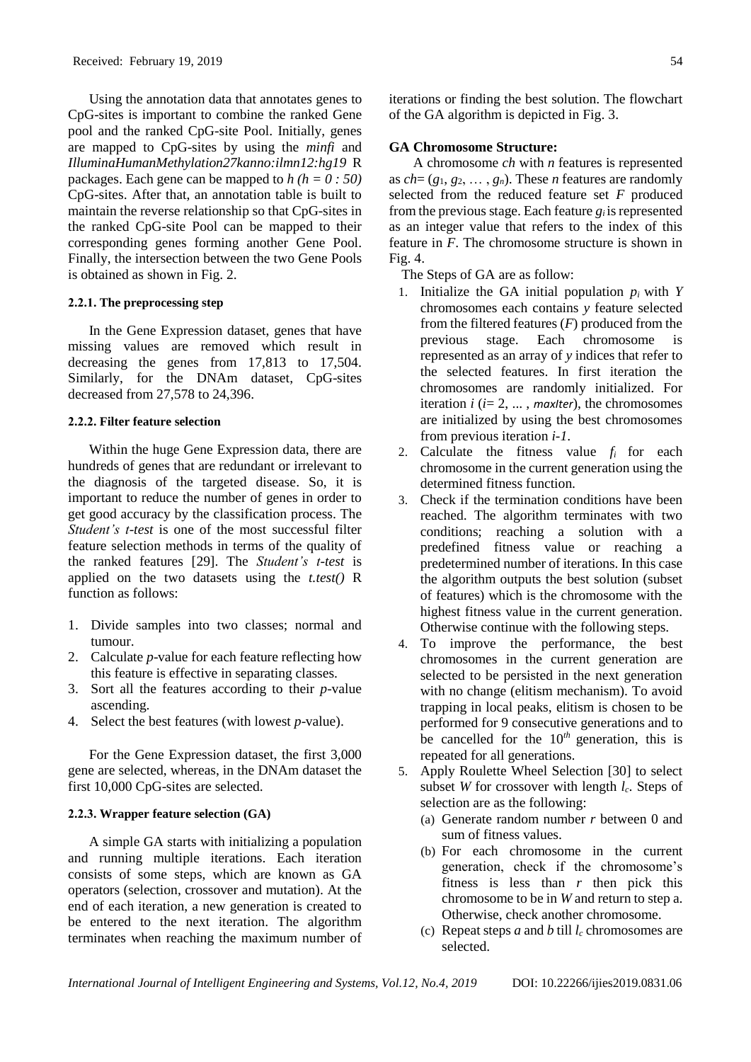Using the annotation data that annotates genes to CpG-sites is important to combine the ranked Gene pool and the ranked CpG-site Pool. Initially, genes are mapped to CpG-sites by using the *minfi* and *IlluminaHumanMethylation27kanno:ilmn12:hg19* R packages. Each gene can be mapped to $h$ $(h = 0 : 50)$ CpG-sites. After that, an annotation table is built to maintain the reverse relationship so that CpG-sites in the ranked CpG-site Pool can be mapped to their corresponding genes forming another Gene Pool. Finally, the intersection between the two Gene Pools is obtained as shown in Fig. 2.

#### 2.2.1. The preprocessing step

In the Gene Expression dataset, genes that have missing values are removed which result in decreasing the genes from 17,813 to 17,504. Similarly, for the DNAm dataset, CpG-sites decreased from 27,578 to 24,396.

#### 2.2.2. Filter feature selection

Within the huge Gene Expression data, there are hundreds of genes that are redundant or irrelevant to the diagnosis of the targeted disease. So, it is important to reduce the number of genes in order to get good accuracy by the classification process. The *Student's t-test* is one of the most successful filter feature selection methods in terms of the quality of the ranked features [29]. The *Student's t-test* is applied on the two datasets using the *t.test()* R function as follows:

1. Divide samples into two classes; normal and tumour.
2. Calculate $p$-value for each feature reflecting how this feature is effective in separating classes.
3. Sort all the features according to their $p$-value ascending.
4. Select the best features (with lowest $p$-value).

For the Gene Expression dataset, the first 3,000 gene are selected, whereas, in the DNAm dataset the first 10,000 CpG-sites are selected.

#### 2.2.3. Wrapper feature selection (GA)

A simple GA starts with initializing a population and running multiple iterations. Each iteration consists of some steps, which are known as GA operators (selection, crossover and mutation). At the end of each iteration, a new generation is created to be entered to the next iteration. The algorithm terminates when reaching the maximum number of iterations or finding the best solution. The flowchart of the GA algorithm is depicted in Fig. 3.

**GA Chromosome Structure:**

A chromosome $ch$ with $n$ features is represented as $ch = (g_1, g_2, \dots, g_n)$. These $n$ features are randomly selected from the reduced feature set $F$ produced from the previous stage. Each feature $g_i$ is represented as an integer value that refers to the index of this feature in $F$. The chromosome structure is shown in Fig. 4.

The Steps of GA are as follow:

1. Initialize the GA initial population $p_i$ with $Y$ chromosomes each contains $y$ feature selected from the filtered features ($F$) produced from the previous stage. Each chromosome is represented as an array of $y$ indices that refer to the selected features. In first iteration the chromosomes are randomly initialized. For iteration $i$ ($i = 2, \dots, maxIter$), the chromosomes are initialized by using the best chromosomes from previous iteration $i\text{-}1$.
2. Calculate the fitness value $f_i$ for each chromosome in the current generation using the determined fitness function.
3. Check if the termination conditions have been reached. The algorithm terminates with two conditions; reaching a solution with a predefined fitness value or reaching a predetermined number of iterations. In this case the algorithm outputs the best solution (subset of features) which is the chromosome with the highest fitness value in the current generation. Otherwise continue with the following steps.
4. To improve the performance, the best chromosomes in the current generation are selected to be persisted in the next generation with no change (elitism mechanism). To avoid trapping in local peaks, elitism is chosen to be performed for 9 consecutive generations and to be cancelled for the $10^{th}$ generation, this is repeated for all generations.
5. Apply Roulette Wheel Selection [30] to select subset $W$ for crossover with length $l_c$. Steps of selection are as the following:
   (a) Generate random number $r$ between 0 and sum of fitness values.
   (b) For each chromosome in the current generation, check if the chromosome's fitness is less than $r$ then pick this chromosome to be in $W$ and return to step a. Otherwise, check another chromosome.
   (c) Repeat steps *a* and *b* till $l_c$ chromosomes are selected.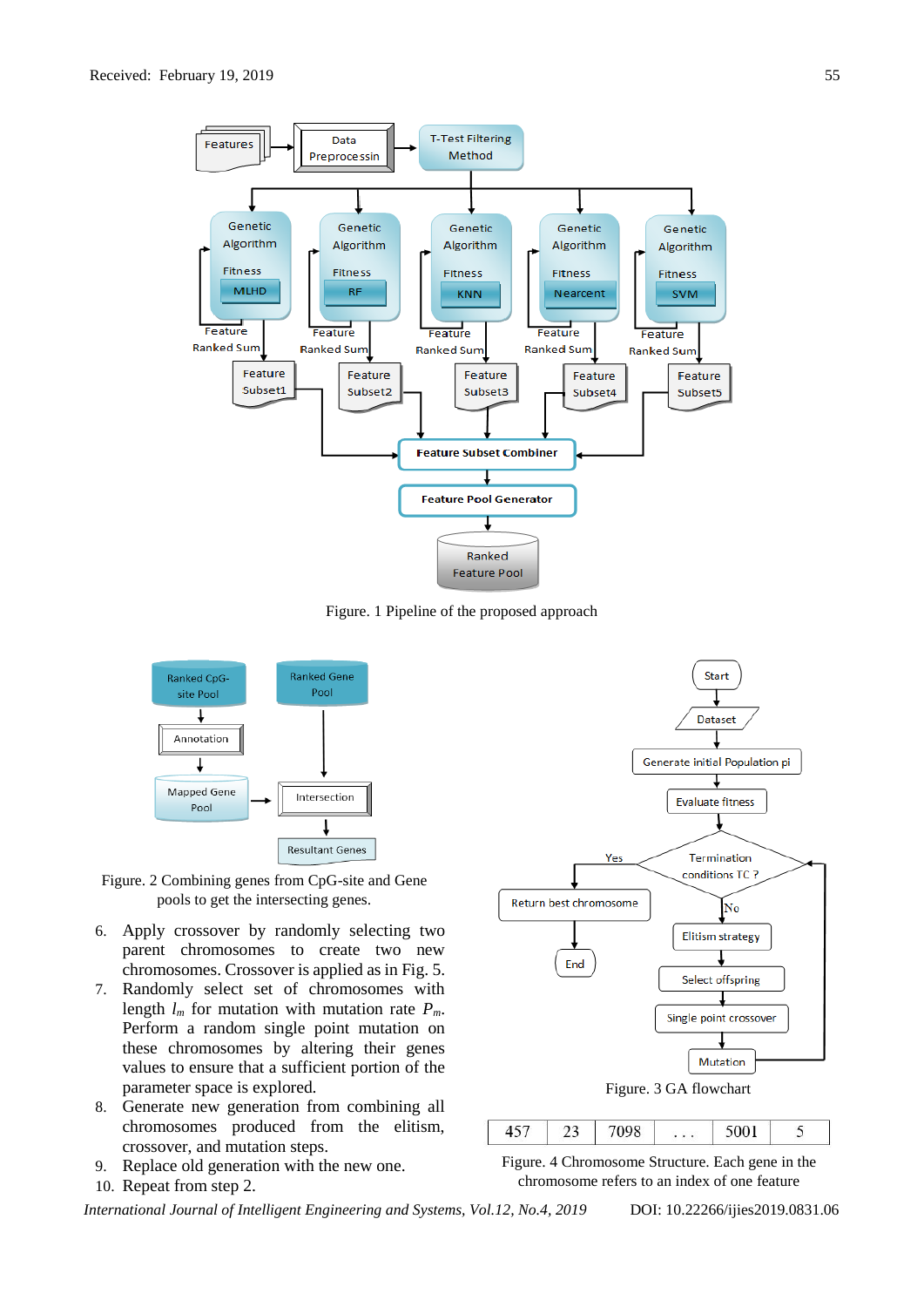Figure. 1 Pipeline of the proposed approach

Figure. 2 Combining genes from CpG-site and Gene pools to get the intersecting genes.

6. Apply crossover by randomly selecting two parent chromosomes to create two new chromosomes. Crossover is applied as in Fig. 5.
7. Randomly select set of chromosomes with length $l_m$ for mutation with mutation rate $P_m$. Perform a random single point mutation on these chromosomes by altering their genes values to ensure that a sufficient portion of the parameter space is explored.
8. Generate new generation from combining all chromosomes produced from the elitism, crossover, and mutation steps.
9. Replace old generation with the new one.
10. Repeat from step 2.

Figure. 3 GA flowchart

| 457 | 23 | 7098 | . . . | 5001 | 5 |
|---|---|---|---|---|---|

Figure. 4 Chromosome Structure. Each gene in the chromosome refers to an index of one feature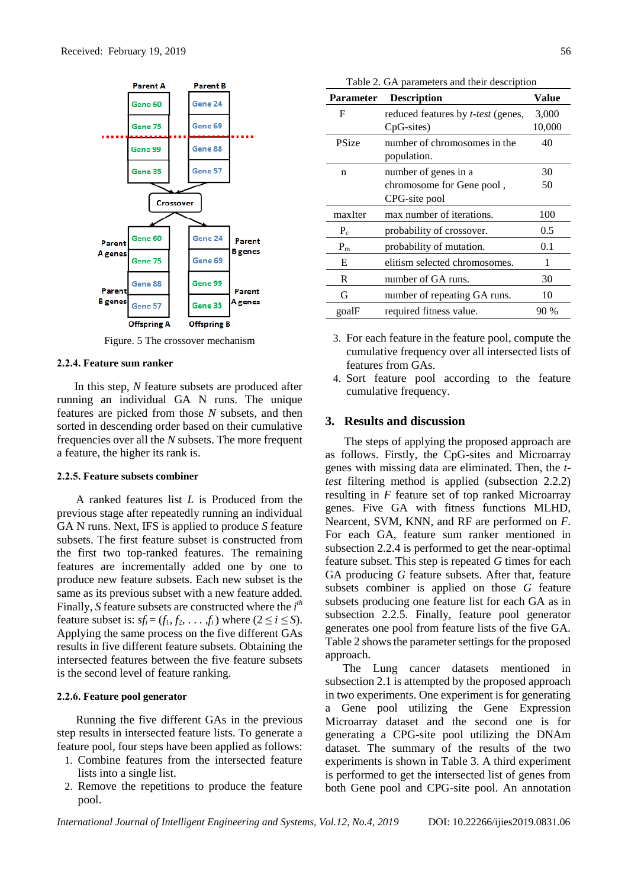Figure. 5 The crossover mechanism

#### 2.2.4. Feature sum ranker

In this step, *N* feature subsets are produced after running an individual GA N runs. The unique features are picked from those *N* subsets, and then sorted in descending order based on their cumulative frequencies over all the *N* subsets. The more frequent a feature, the higher its rank is.

#### 2.2.5. Feature subsets combiner

A ranked features list *L* is Produced from the previous stage after repeatedly running an individual GA N runs. Next, IFS is applied to produce *S* feature subsets. The first feature subset is constructed from the first two top-ranked features. The remaining features are incrementally added one by one to produce new feature subsets. Each new subset is the same as its previous subset with a new feature added. Finally, *S* feature subsets are constructed where the $i^{th}$ feature subset is: $sf_i = (f_1, f_2, \ldots, f_i)$ where $(2 \leq i \leq S)$. Applying the same process on the five different GAs results in five different feature subsets. Obtaining the intersected features between the five feature subsets is the second level of feature ranking.

#### 2.2.6. Feature pool generator

Running the five different GAs in the previous step results in intersected feature lists. To generate a feature pool, four steps have been applied as follows:

1. Combine features from the intersected feature lists into a single list.
2. Remove the repetitions to produce the feature pool.
3. For each feature in the feature pool, compute the cumulative frequency over all intersected lists of features from GAs.
4. Sort feature pool according to the feature cumulative frequency.

Table 2. GA parameters and their description

| Parameter | Description | Value |
|---|---|---|
| F | reduced features by *t-test* (genes, CpG-sites) | 3,000 10,000 |
| PSize | number of chromosomes in the population. | 40 |
| n | number of genes in a chromosome for Gene pool , CPG-site pool | 30 50 |
| maxIter | max number of iterations. | 100 |
| $P_c$ | probability of crossover. | 0.5 |
| $P_m$ | probability of mutation. | 0.1 |
| E | elitism selected chromosomes. | 1 |
| R | number of GA runs. | 30 |
| G | number of repeating GA runs. | 10 |
| goalF | required fitness value. | 90 % |

## 3. Results and discussion

The steps of applying the proposed approach are as follows. Firstly, the CpG-sites and Microarray genes with missing data are eliminated. Then, the *t-test* filtering method is applied (subsection 2.2.2) resulting in *F* feature set of top ranked Microarray genes. Five GA with fitness functions MLHD, Nearcent, SVM, KNN, and RF are performed on *F*. For each GA, feature sum ranker mentioned in subsection 2.2.4 is performed to get the near-optimal feature subset. This step is repeated *G* times for each GA producing *G* feature subsets. After that, feature subsets combiner is applied on those *G* feature subsets producing one feature list for each GA as in subsection 2.2.5. Finally, feature pool generator generates one pool from feature lists of the five GA. Table 2 shows the parameter settings for the proposed approach.

The Lung cancer datasets mentioned in subsection 2.1 is attempted by the proposed approach in two experiments. One experiment is for generating a Gene pool utilizing the Gene Expression Microarray dataset and the second one is for generating a CPG-site pool utilizing the DNAm dataset. The summary of the results of the two experiments is shown in Table 3. A third experiment is performed to get the intersected list of genes from both Gene pool and CPG-site pool. An annotation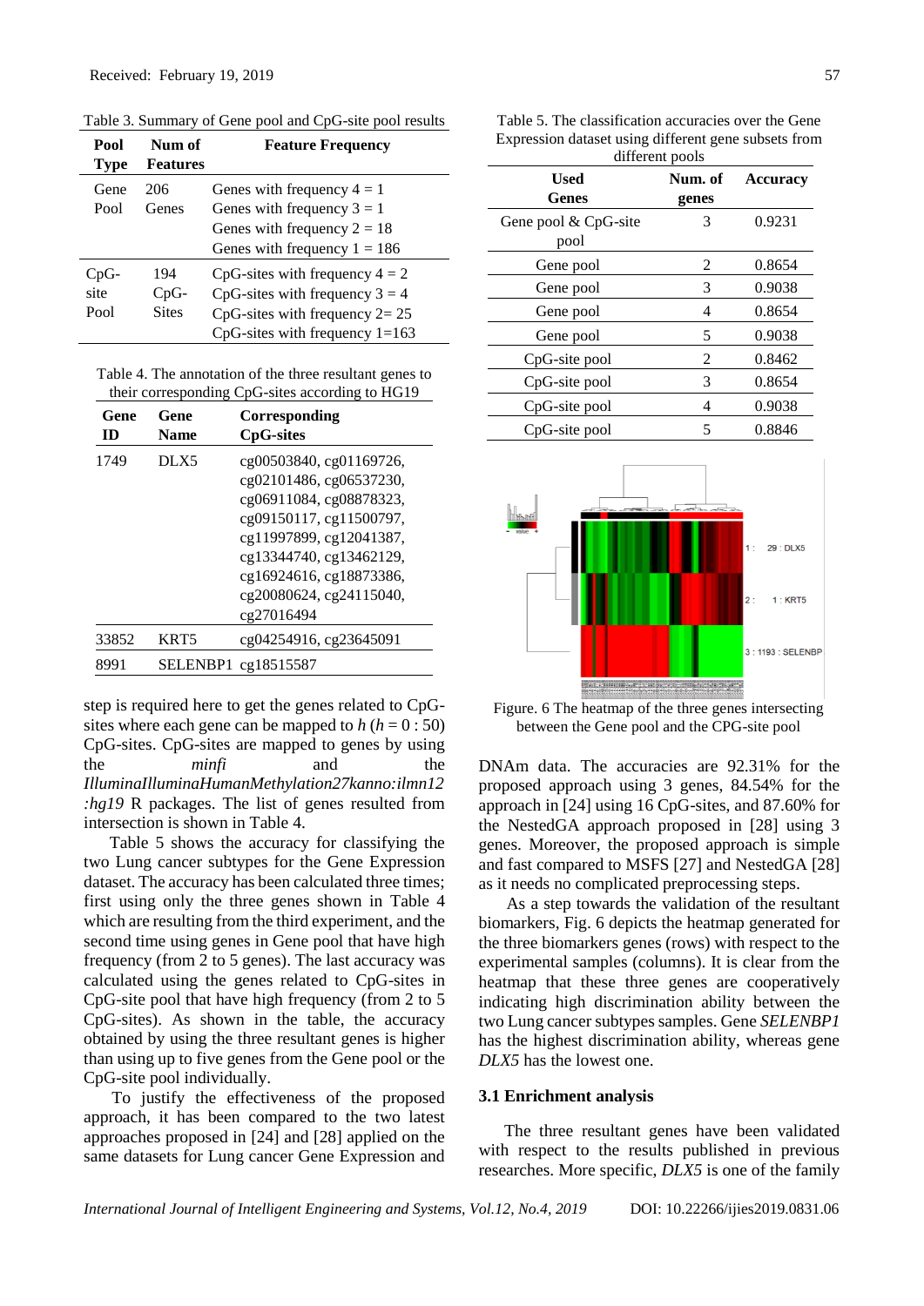Received: February 19, 2019

Table 3. Summary of Gene pool and CpG-site pool results

| Pool Type | Num of Features | Feature Frequency |
|---|---|---|
| Gene Pool | 206 Genes | Genes with frequency 4 = 1<br>Genes with frequency 3 = 1<br>Genes with frequency 2 = 18<br>Genes with frequency 1 = 186 |
| CpG-site Pool | 194 CpG-Sites | CpG-sites with frequency 4 = 2<br>CpG-sites with frequency 3 = 4<br>CpG-sites with frequency 2= 25<br>CpG-sites with frequency 1=163 |

Table 4. The annotation of the three resultant genes to their corresponding CpG-sites according to HG19

| Gene ID | Gene Name | Corresponding CpG-sites |
|---|---|---|
| 1749 | DLX5 | cg00503840, cg01169726, cg02101486, cg06537230, cg06911084, cg08878323, cg09150117, cg11500797, cg11997899, cg12041387, cg13344740, cg13462129, cg16924616, cg18873386, cg20080624, cg24115040, cg27016494 |
| 33852 | KRT5 | cg04254916, cg23645091 |
| 8991 | SELENBP1 | cg18515587 |

step is required here to get the genes related to CpG-sites where each gene can be mapped to $h$ ($h = 0 : 50$) CpG-sites. CpG-sites are mapped to genes by using the *minfi* and the *IlluminaIlluminaHumanMethylation27kanno:ilmn12:hg19* R packages. The list of genes resulted from intersection is shown in Table 4.

Table 5 shows the accuracy for classifying the two Lung cancer subtypes for the Gene Expression dataset. The accuracy has been calculated three times; first using only the three genes shown in Table 4 which are resulting from the third experiment, and the second time using genes in Gene pool that have high frequency (from 2 to 5 genes). The last accuracy was calculated using the genes related to CpG-sites in CpG-site pool that have high frequency (from 2 to 5 CpG-sites). As shown in the table, the accuracy obtained by using the three resultant genes is higher than using up to five genes from the Gene pool or the CpG-site pool individually.

To justify the effectiveness of the proposed approach, it has been compared to the two latest approaches proposed in [24] and [28] applied on the same datasets for Lung cancer Gene Expression and DNAm data. The accuracies are 92.31% for the proposed approach using 3 genes, 84.54% for the approach in [24] using 16 CpG-sites, and 87.60% for the NestedGA approach proposed in [28] using 3 genes. Moreover, the proposed approach is simple and fast compared to MSFS [27] and NestedGA [28] as it needs no complicated preprocessing steps.

Table 5. The classification accuracies over the Gene Expression dataset using different gene subsets from different pools

| Used Genes | Num. of genes | Accuracy |
|---|---|---|
| Gene pool & CpG-site pool | 3 | 0.9231 |
| Gene pool | 2 | 0.8654 |
| Gene pool | 3 | 0.9038 |
| Gene pool | 4 | 0.8654 |
| Gene pool | 5 | 0.9038 |
| CpG-site pool | 2 | 0.8462 |
| CpG-site pool | 3 | 0.8654 |
| CpG-site pool | 4 | 0.9038 |
| CpG-site pool | 5 | 0.8846 |

Figure. 6 The heatmap of the three genes intersecting between the Gene pool and the CPG-site pool

As a step towards the validation of the resultant biomarkers, Fig. 6 depicts the heatmap generated for the three biomarkers genes (rows) with respect to the experimental samples (columns). It is clear from the heatmap that these genes are cooperatively indicating high discrimination ability between the two Lung cancer subtypes samples. Gene *SELENBP1* has the highest discrimination ability, whereas gene *DLX5* has the lowest one.

### 3.1 Enrichment analysis

The three resultant genes have been validated with respect to the results published in previous researches. More specific, *DLX5* is one of the family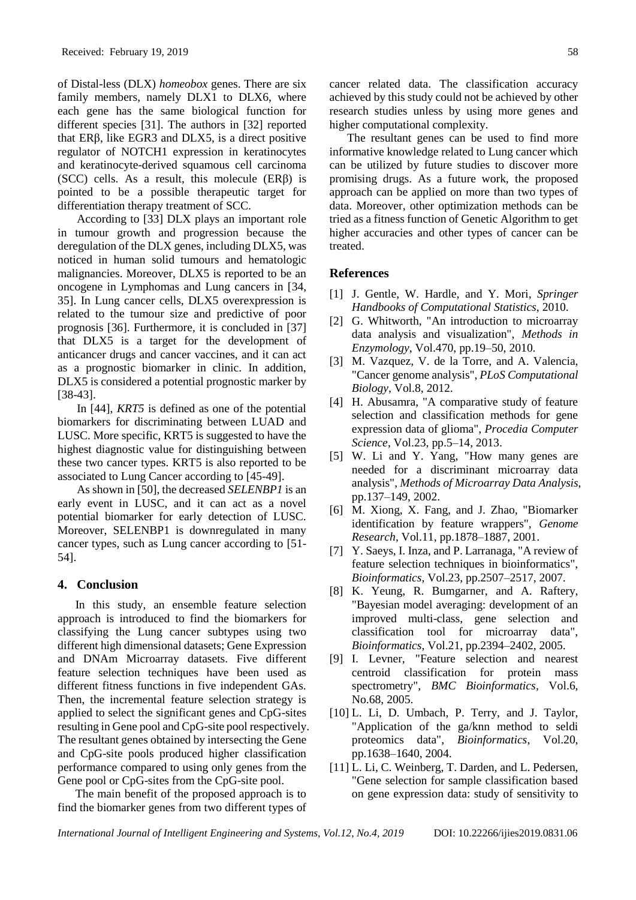of Distal-less (DLX) *homeobox* genes. There are six family members, namely DLX1 to DLX6, where each gene has the same biological function for different species [31]. The authors in [32] reported that ERβ, like EGR3 and DLX5, is a direct positive regulator of NOTCH1 expression in keratinocytes and keratinocyte-derived squamous cell carcinoma (SCC) cells. As a result, this molecule (ERβ) is pointed to be a possible therapeutic target for differentiation therapy treatment of SCC.

According to [33] DLX plays an important role in tumour growth and progression because the deregulation of the DLX genes, including DLX5, was noticed in human solid tumours and hematologic malignancies. Moreover, DLX5 is reported to be an oncogene in Lymphomas and Lung cancers in [34, 35]. In Lung cancer cells, DLX5 overexpression is related to the tumour size and predictive of poor prognosis [36]. Furthermore, it is concluded in [37] that DLX5 is a target for the development of anticancer drugs and cancer vaccines, and it can act as a prognostic biomarker in clinic. In addition, DLX5 is considered a potential prognostic marker by [38-43].

In [44], *KRT5* is defined as one of the potential biomarkers for discriminating between LUAD and LUSC. More specific, KRT5 is suggested to have the highest diagnostic value for distinguishing between these two cancer types. KRT5 is also reported to be associated to Lung Cancer according to [45-49].

As shown in [50], the decreased *SELENBP1* is an early event in LUSC, and it can act as a novel potential biomarker for early detection of LUSC. Moreover, SELENBP1 is downregulated in many cancer types, such as Lung cancer according to [51-54].

## 4. Conclusion

In this study, an ensemble feature selection approach is introduced to find the biomarkers for classifying the Lung cancer subtypes using two different high dimensional datasets; Gene Expression and DNAm Microarray datasets. Five different feature selection techniques have been used as different fitness functions in five independent GAs. Then, the incremental feature selection strategy is applied to select the significant genes and CpG-sites resulting in Gene pool and CpG-site pool respectively. The resultant genes obtained by intersecting the Gene and CpG-site pools produced higher classification performance compared to using only genes from the Gene pool or CpG-sites from the CpG-site pool.

The main benefit of the proposed approach is to find the biomarker genes from two different types of cancer related data. The classification accuracy achieved by this study could not be achieved by other research studies unless by using more genes and higher computational complexity.

The resultant genes can be used to find more informative knowledge related to Lung cancer which can be utilized by future studies to discover more promising drugs. As a future work, the proposed approach can be applied on more than two types of data. Moreover, other optimization methods can be tried as a fitness function of Genetic Algorithm to get higher accuracies and other types of cancer can be treated.

## References

[1] J. Gentle, W. Hardle, and Y. Mori, *Springer Handbooks of Computational Statistics*, 2010.

[2] G. Whitworth, "An introduction to microarray data analysis and visualization", *Methods in Enzymology*, Vol.470, pp.19–50, 2010.

[3] M. Vazquez, V. de la Torre, and A. Valencia, "Cancer genome analysis", *PLoS Computational Biology*, Vol.8, 2012.

[4] H. Abusamra, "A comparative study of feature selection and classification methods for gene expression data of glioma", *Procedia Computer Science*, Vol.23, pp.5–14, 2013.

[5] W. Li and Y. Yang, "How many genes are needed for a discriminant microarray data analysis", *Methods of Microarray Data Analysis*, pp.137–149, 2002.

[6] M. Xiong, X. Fang, and J. Zhao, "Biomarker identification by feature wrappers", *Genome Research*, Vol.11, pp.1878–1887, 2001.

[7] Y. Saeys, I. Inza, and P. Larranaga, "A review of feature selection techniques in bioinformatics", *Bioinformatics*, Vol.23, pp.2507–2517, 2007.

[8] K. Yeung, R. Bumgarner, and A. Raftery, "Bayesian model averaging: development of an improved multi-class, gene selection and classification tool for microarray data", *Bioinformatics*, Vol.21, pp.2394–2402, 2005.

[9] I. Levner, "Feature selection and nearest centroid classification for protein mass spectrometry", *BMC Bioinformatics*, Vol.6, No.68, 2005.

[10] L. Li, D. Umbach, P. Terry, and J. Taylor, "Application of the ga/knn method to seldi proteomics data", *Bioinformatics*, Vol.20, pp.1638–1640, 2004.

[11] L. Li, C. Weinberg, T. Darden, and L. Pedersen, "Gene selection for sample classification based on gene expression data: study of sensitivity to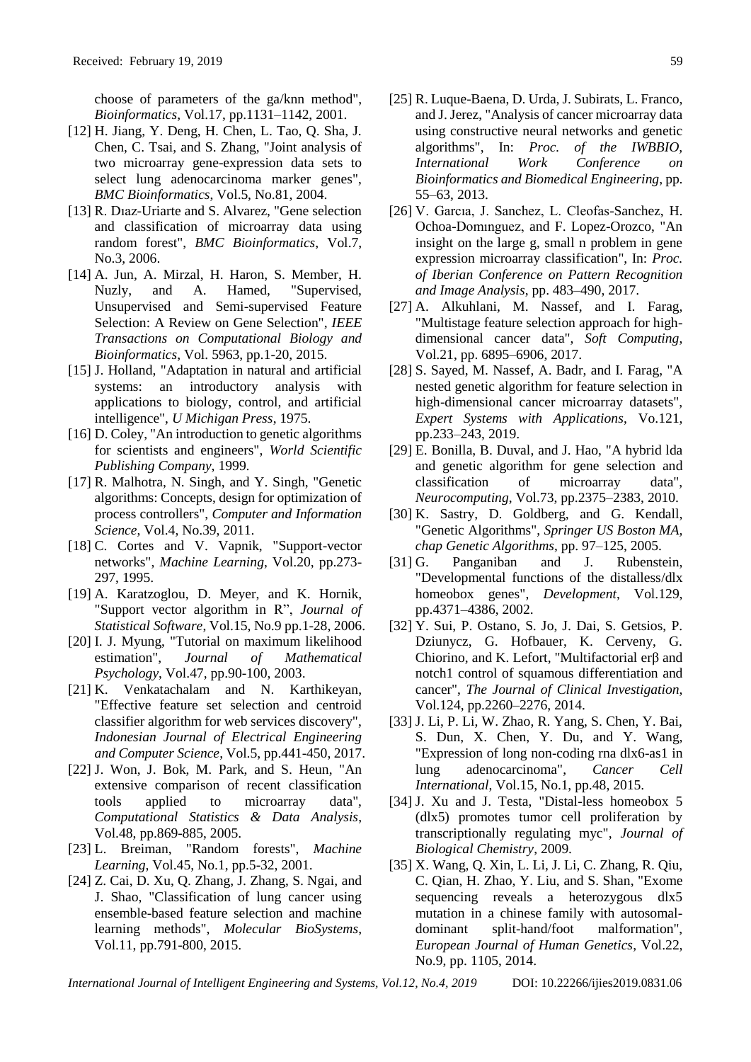choose of parameters of the ga/knn method", *Bioinformatics*, Vol.17, pp.1131–1142, 2001.

[12] H. Jiang, Y. Deng, H. Chen, L. Tao, Q. Sha, J. Chen, C. Tsai, and S. Zhang, "Joint analysis of two microarray gene-expression data sets to select lung adenocarcinoma marker genes", *BMC Bioinformatics*, Vol.5, No.81, 2004.

[13] R. Dıaz-Uriarte and S. Alvarez, "Gene selection and classification of microarray data using random forest", *BMC Bioinformatics*, Vol.7, No.3, 2006.

[14] A. Jun, A. Mirzal, H. Haron, S. Member, H. Nuzly, and A. Hamed, "Supervised, Unsupervised and Semi-supervised Feature Selection: A Review on Gene Selection", *IEEE Transactions on Computational Biology and Bioinformatics*, Vol. 5963, pp.1-20, 2015.

[15] J. Holland, "Adaptation in natural and artificial systems: an introductory analysis with applications to biology, control, and artificial intelligence", *U Michigan Press*, 1975.

[16] D. Coley, "An introduction to genetic algorithms for scientists and engineers", *World Scientific Publishing Company*, 1999.

[17] R. Malhotra, N. Singh, and Y. Singh, "Genetic algorithms: Concepts, design for optimization of process controllers", *Computer and Information Science*, Vol.4, No.39, 2011.

[18] C. Cortes and V. Vapnik, "Support-vector networks", *Machine Learning*, Vol.20, pp.273-297, 1995.

[19] A. Karatzoglou, D. Meyer, and K. Hornik, "Support vector algorithm in R", *Journal of Statistical Software*, Vol.15, No.9 pp.1-28, 2006.

[20] I. J. Myung, "Tutorial on maximum likelihood estimation", *Journal of Mathematical Psychology*, Vol.47, pp.90-100, 2003.

[21] K. Venkatachalam and N. Karthikeyan, "Effective feature set selection and centroid classifier algorithm for web services discovery", *Indonesian Journal of Electrical Engineering and Computer Science*, Vol.5, pp.441-450, 2017.

[22] J. Won, J. Bok, M. Park, and S. Heun, "An extensive comparison of recent classification tools applied to microarray data", *Computational Statistics & Data Analysis*, Vol.48, pp.869-885, 2005.

[23] L. Breiman, "Random forests", *Machine Learning*, Vol.45, No.1, pp.5-32, 2001.

[24] Z. Cai, D. Xu, Q. Zhang, J. Zhang, S. Ngai, and J. Shao, "Classification of lung cancer using ensemble-based feature selection and machine learning methods", *Molecular BioSystems*, Vol.11, pp.791-800, 2015.

[25] R. Luque-Baena, D. Urda, J. Subirats, L. Franco, and J. Jerez, "Analysis of cancer microarray data using constructive neural networks and genetic algorithms", In: *Proc. of the IWBBIO, International Work Conference on Bioinformatics and Biomedical Engineering*, pp. 55–63, 2013.

[26] V. Garcıa, J. Sanchez, L. Cleofas-Sanchez, H. Ochoa-Domınguez, and F. Lopez-Orozco, "An insight on the large g, small n problem in gene expression microarray classification", In: *Proc. of Iberian Conference on Pattern Recognition and Image Analysis*, pp. 483–490, 2017.

[27] A. Alkuhlani, M. Nassef, and I. Farag, "Multistage feature selection approach for high-dimensional cancer data", *Soft Computing*, Vol.21, pp. 6895–6906, 2017.

[28] S. Sayed, M. Nassef, A. Badr, and I. Farag, "A nested genetic algorithm for feature selection in high-dimensional cancer microarray datasets", *Expert Systems with Applications*, Vo.121, pp.233–243, 2019.

[29] E. Bonilla, B. Duval, and J. Hao, "A hybrid lda and genetic algorithm for gene selection and classification of microarray data", *Neurocomputing*, Vol.73, pp.2375–2383, 2010.

[30] K. Sastry, D. Goldberg, and G. Kendall, "Genetic Algorithms", *Springer US Boston MA, chap Genetic Algorithms*, pp. 97–125, 2005.

[31] G. Panganiban and J. Rubenstein, "Developmental functions of the distalless/dlx homeobox genes", *Development*, Vol.129, pp.4371–4386, 2002.

[32] Y. Sui, P. Ostano, S. Jo, J. Dai, S. Getsios, P. Dziunycz, G. Hofbauer, K. Cerveny, G. Chiorino, and K. Lefort, "Multifactorial erβ and notch1 control of squamous differentiation and cancer", *The Journal of Clinical Investigation*, Vol.124, pp.2260–2276, 2014.

[33] J. Li, P. Li, W. Zhao, R. Yang, S. Chen, Y. Bai, S. Dun, X. Chen, Y. Du, and Y. Wang, "Expression of long non-coding rna dlx6-as1 in lung adenocarcinoma", *Cancer Cell International*, Vol.15, No.1, pp.48, 2015.

[34] J. Xu and J. Testa, "Distal-less homeobox 5 (dlx5) promotes tumor cell proliferation by transcriptionally regulating myc", *Journal of Biological Chemistry*, 2009.

[35] X. Wang, Q. Xin, L. Li, J. Li, C. Zhang, R. Qiu, C. Qian, H. Zhao, Y. Liu, and S. Shan, "Exome sequencing reveals a heterozygous dlx5 mutation in a chinese family with autosomal-dominant split-hand/foot malformation", *European Journal of Human Genetics*, Vol.22, No.9, pp. 1105, 2014.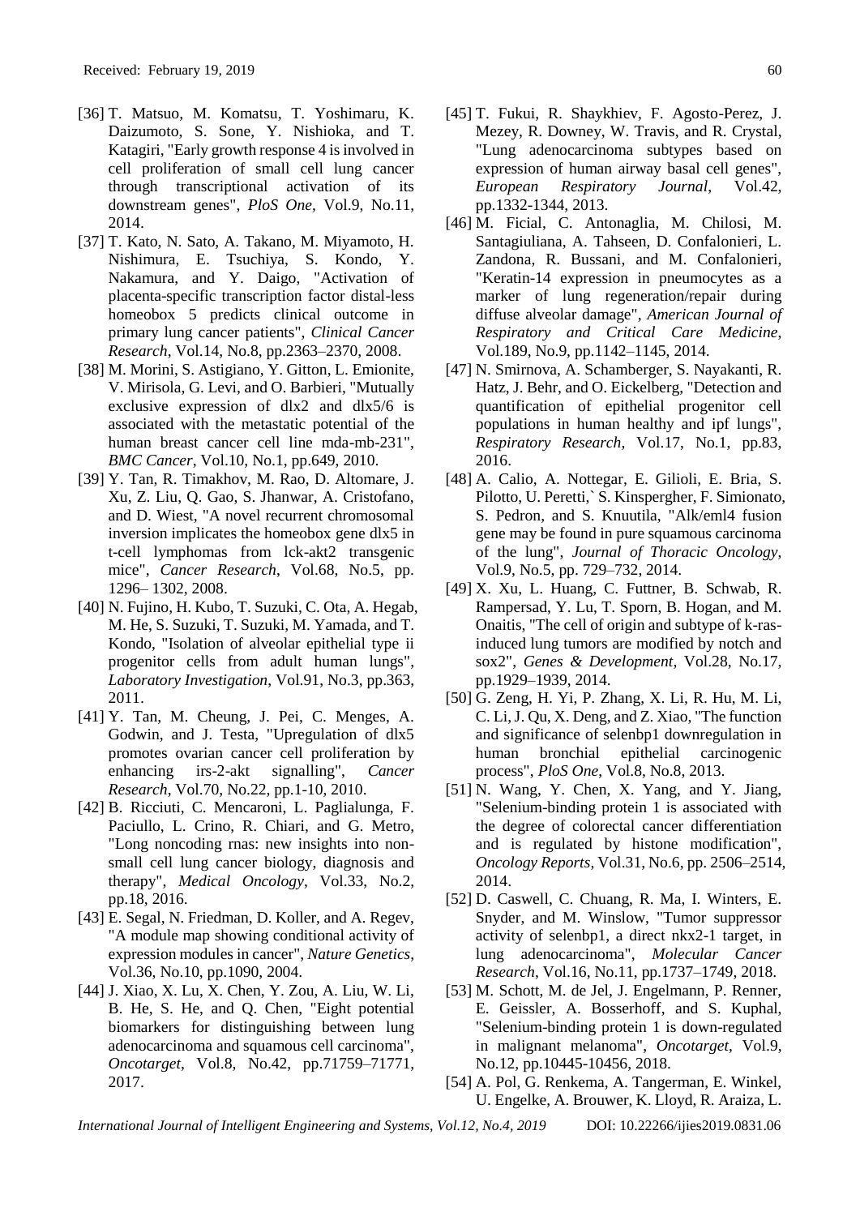[36] T. Matsuo, M. Komatsu, T. Yoshimaru, K. Daizumoto, S. Sone, Y. Nishioka, and T. Katagiri, "Early growth response 4 is involved in cell proliferation of small cell lung cancer through transcriptional activation of its downstream genes", *PloS One*, Vol.9, No.11, 2014.

[37] T. Kato, N. Sato, A. Takano, M. Miyamoto, H. Nishimura, E. Tsuchiya, S. Kondo, Y. Nakamura, and Y. Daigo, "Activation of placenta-specific transcription factor distal-less homeobox 5 predicts clinical outcome in primary lung cancer patients", *Clinical Cancer Research*, Vol.14, No.8, pp.2363–2370, 2008.

[38] M. Morini, S. Astigiano, Y. Gitton, L. Emionite, V. Mirisola, G. Levi, and O. Barbieri, "Mutually exclusive expression of dlx2 and dlx5/6 is associated with the metastatic potential of the human breast cancer cell line mda-mb-231", *BMC Cancer*, Vol.10, No.1, pp.649, 2010.

[39] Y. Tan, R. Timakhov, M. Rao, D. Altomare, J. Xu, Z. Liu, Q. Gao, S. Jhanwar, A. Cristofano, and D. Wiest, "A novel recurrent chromosomal inversion implicates the homeobox gene dlx5 in t-cell lymphomas from lck-akt2 transgenic mice", *Cancer Research*, Vol.68, No.5, pp. 1296– 1302, 2008.

[40] N. Fujino, H. Kubo, T. Suzuki, C. Ota, A. Hegab, M. He, S. Suzuki, T. Suzuki, M. Yamada, and T. Kondo, "Isolation of alveolar epithelial type ii progenitor cells from adult human lungs", *Laboratory Investigation*, Vol.91, No.3, pp.363, 2011.

[41] Y. Tan, M. Cheung, J. Pei, C. Menges, A. Godwin, and J. Testa, "Upregulation of dlx5 promotes ovarian cancer cell proliferation by enhancing irs-2-akt signalling", *Cancer Research*, Vol.70, No.22, pp.1-10, 2010.

[42] B. Ricciuti, C. Mencaroni, L. Paglialunga, F. Paciullo, L. Crino, R. Chiari, and G. Metro, "Long noncoding rnas: new insights into non-small cell lung cancer biology, diagnosis and therapy", *Medical Oncology*, Vol.33, No.2, pp.18, 2016.

[43] E. Segal, N. Friedman, D. Koller, and A. Regev, "A module map showing conditional activity of expression modules in cancer", *Nature Genetics*, Vol.36, No.10, pp.1090, 2004.

[44] J. Xiao, X. Lu, X. Chen, Y. Zou, A. Liu, W. Li, B. He, S. He, and Q. Chen, "Eight potential biomarkers for distinguishing between lung adenocarcinoma and squamous cell carcinoma", *Oncotarget*, Vol.8, No.42, pp.71759–71771, 2017.

[45] T. Fukui, R. Shaykhiev, F. Agosto-Perez, J. Mezey, R. Downey, W. Travis, and R. Crystal, "Lung adenocarcinoma subtypes based on expression of human airway basal cell genes", *European Respiratory Journal*, Vol.42, pp.1332-1344, 2013.

[46] M. Ficial, C. Antonaglia, M. Chilosi, M. Santagiuliana, A. Tahseen, D. Confalonieri, L. Zandona, R. Bussani, and M. Confalonieri, "Keratin-14 expression in pneumocytes as a marker of lung regeneration/repair during diffuse alveolar damage", *American Journal of Respiratory and Critical Care Medicine*, Vol.189, No.9, pp.1142–1145, 2014.

[47] N. Smirnova, A. Schamberger, S. Nayakanti, R. Hatz, J. Behr, and O. Eickelberg, "Detection and quantification of epithelial progenitor cell populations in human healthy and ipf lungs", *Respiratory Research*, Vol.17, No.1, pp.83, 2016.

[48] A. Calio, A. Nottegar, E. Gilioli, E. Bria, S. Pilotto, U. Peretti,` S. Kinspergher, F. Simionato, S. Pedron, and S. Knuutila, "Alk/eml4 fusion gene may be found in pure squamous carcinoma of the lung", *Journal of Thoracic Oncology*, Vol.9, No.5, pp. 729–732, 2014.

[49] X. Xu, L. Huang, C. Futtner, B. Schwab, R. Rampersad, Y. Lu, T. Sporn, B. Hogan, and M. Onaitis, "The cell of origin and subtype of k-ras-induced lung tumors are modified by notch and sox2", *Genes & Development*, Vol.28, No.17, pp.1929–1939, 2014.

[50] G. Zeng, H. Yi, P. Zhang, X. Li, R. Hu, M. Li, C. Li, J. Qu, X. Deng, and Z. Xiao, "The function and significance of selenbp1 downregulation in human bronchial epithelial carcinogenic process", *PlosOne*, Vol.8, No.8, 2013.

[51] N. Wang, Y. Chen, X. Yang, and Y. Jiang, "Selenium-binding protein 1 is associated with the degree of colorectal cancer differentiation and is regulated by histone modification", *Oncology Reports*, Vol.31, No.6, pp. 2506–2514, 2014.

[52] D. Caswell, C. Chuang, R. Ma, I. Winters, E. Snyder, and M. Winslow, "Tumor suppressor activity of selenbp1, a direct nkx2-1 target, in lung adenocarcinoma", *Molecular Cancer Research*, Vol.16, No.11, pp.1737–1749, 2018.

[53] M. Schott, M. de Jel, J. Engelmann, P. Renner, E. Geissler, A. Bosserhoff, and S. Kuphal, "Selenium-binding protein 1 is down-regulated in malignant melanoma", *Oncotarget*, Vol.9, No.12, pp.10445-10456, 2018.

[54] A. Pol, G. Renkema, A. Tangerman, E. Winkel, U. Engelke, A. Brouwer, K. Lloyd, R. Araiza, L.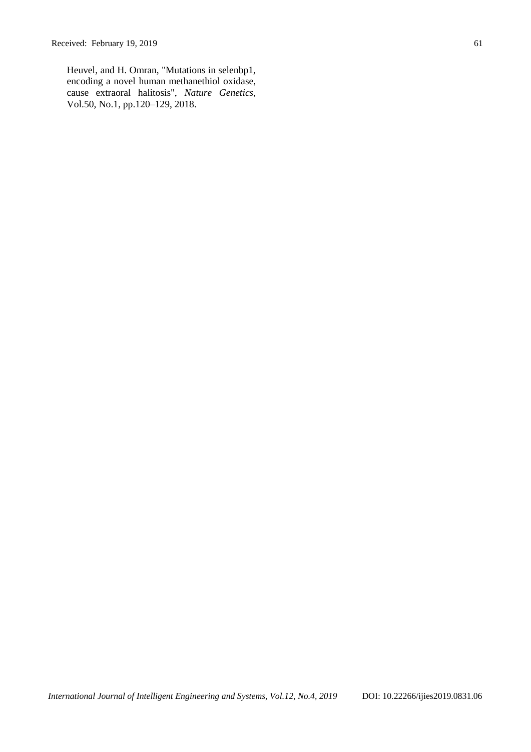Heuvel, and H. Omran, "Mutations in selenbp1, encoding a novel human methanethiol oxidase, cause extraoral halitosis", *Nature Genetics*, Vol.50, No.1, pp.120–129, 2018.